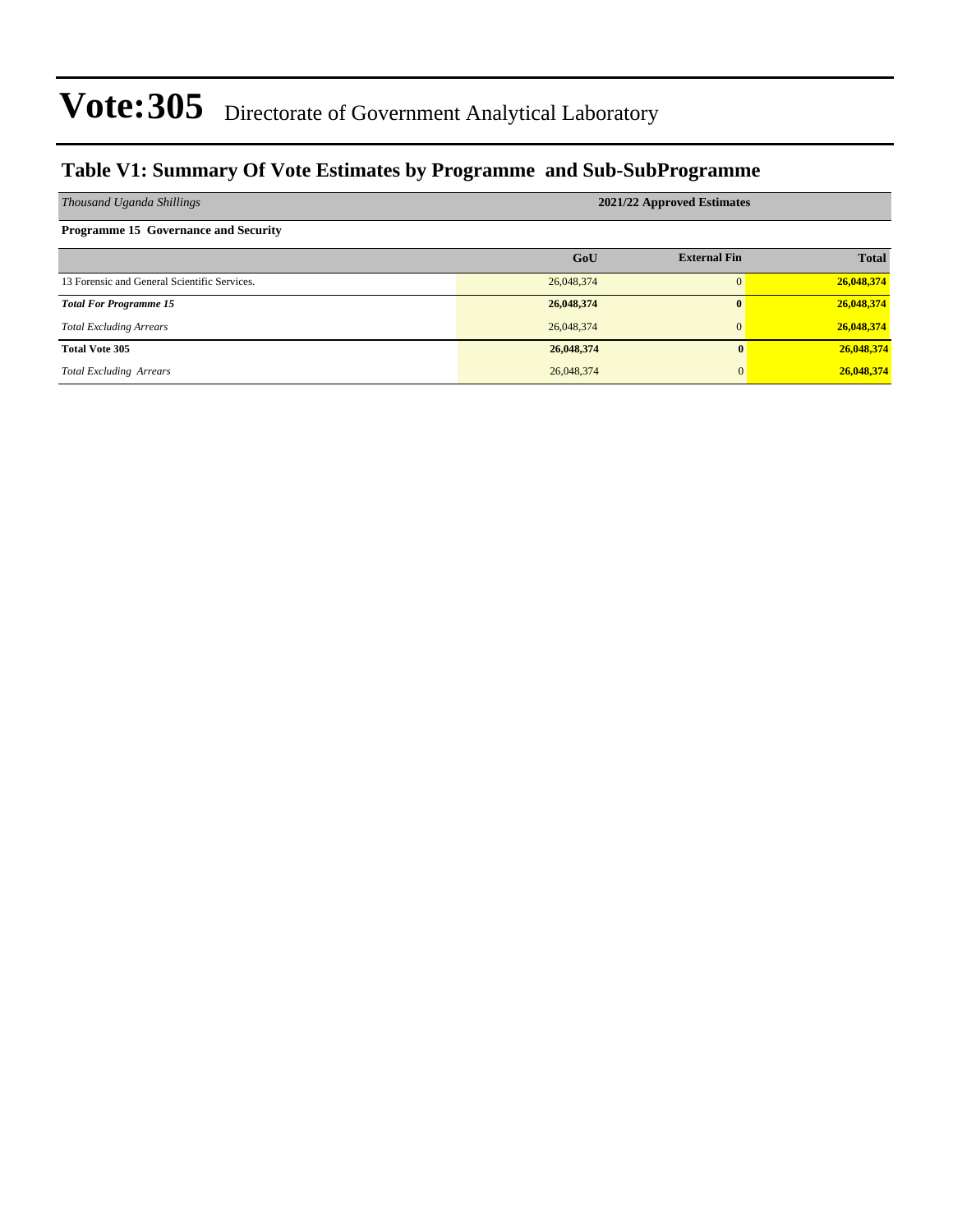# Vote:305 Directorate of Government Analytical Laboratory

## Table V1: Summary Of Vote Estimates by Programme and Sub-SubProgramme

| *Thousand Uganda Shillings* | 2021/22 Approved Estimates | | |
|---|---|---|---|
| **Programme 15 Governance and Security** | | | |
| | **GoU** | **External Fin** | **Total** |
| 13 Forensic and General Scientific Services. | 26,048,374 | 0 | 26,048,374 |
| ***Total For Programme 15*** | **26,048,374** | **0** | **26,048,374** |
| *Total Excluding Arrears* | 26,048,374 | 0 | 26,048,374 |
| **Total Vote 305** | **26,048,374** | **0** | **26,048,374** |
| *Total Excluding Arrears* | 26,048,374 | 0 | 26,048,374 |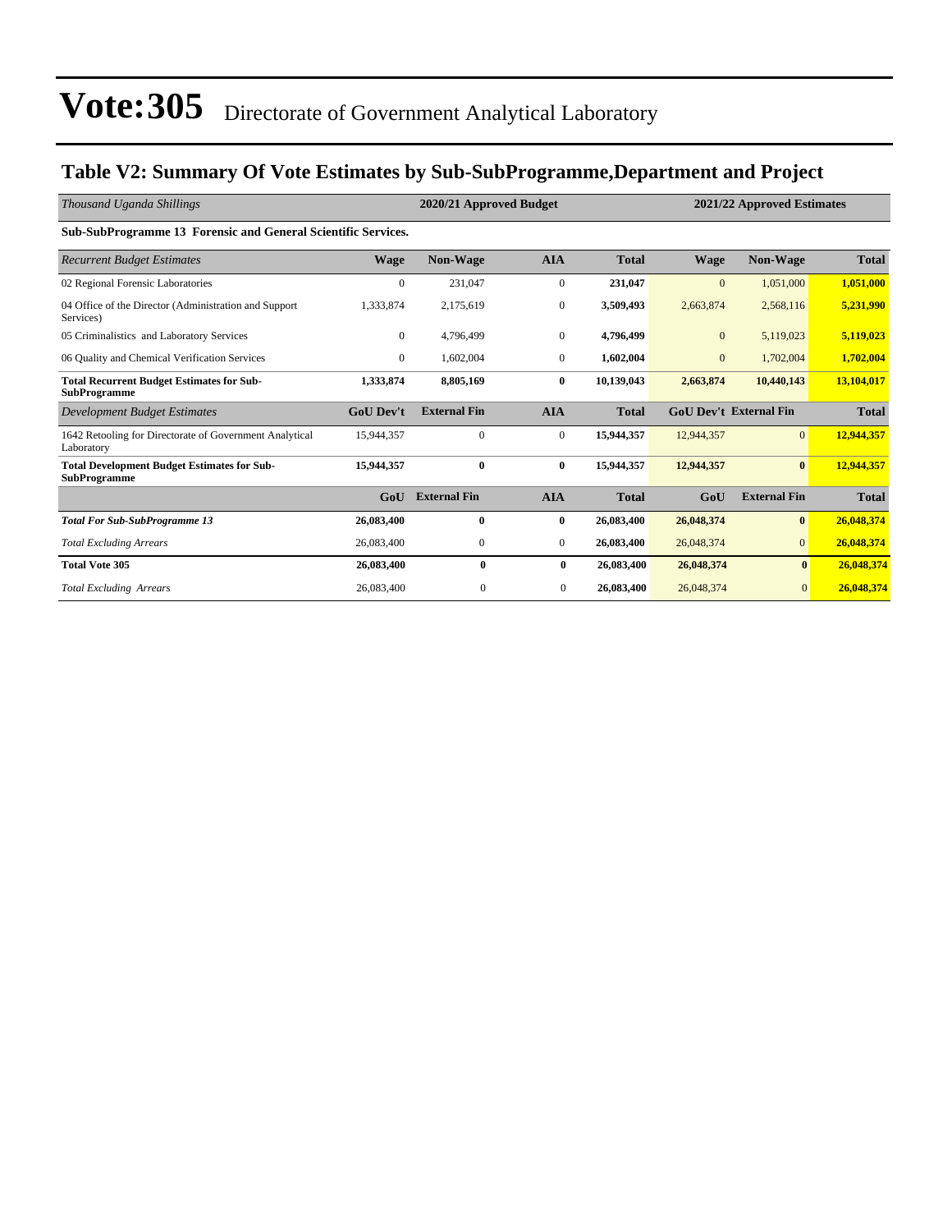# Vote:305 Directorate of Government Analytical Laboratory

## Table V2: Summary Of Vote Estimates by Sub-SubProgramme,Department and Project

| *Thousand Uganda Shillings* | 2020/21 Approved Budget | | | | 2021/22 Approved Estimates | | |
|---|---|---|---|---|---|---|---|
| **Sub-SubProgramme 13 Forensic and General Scientific Services.** | | | | | | | |
| *Recurrent Budget Estimates* | **Wage** | **Non-Wage** | **AIA** | **Total** | **Wage** | **Non-Wage** | **Total** |
| 02 Regional Forensic Laboratories | 0 | 231,047 | 0 | **231,047** | 0 | 1,051,000 | **1,051,000** |
| 04 Office of the Director (Administration and Support Services) | 1,333,874 | 2,175,619 | 0 | **3,509,493** | 2,663,874 | 2,568,116 | **5,231,990** |
| 05 Criminalistics and Laboratory Services | 0 | 4,796,499 | 0 | **4,796,499** | 0 | 5,119,023 | **5,119,023** |
| 06 Quality and Chemical Verification Services | 0 | 1,602,004 | 0 | **1,602,004** | 0 | 1,702,004 | **1,702,004** |
| **Total Recurrent Budget Estimates for Sub-SubProgramme** | **1,333,874** | **8,805,169** | **0** | **10,139,043** | **2,663,874** | **10,440,143** | **13,104,017** |
| *Development Budget Estimates* | **GoU Dev't** | **External Fin** | **AIA** | **Total** | **GoU Dev't** | **External Fin** | **Total** |
| 1642 Retooling for Directorate of Government Analytical Laboratory | 15,944,357 | 0 | 0 | **15,944,357** | 12,944,357 | 0 | **12,944,357** |
| **Total Development Budget Estimates for Sub-SubProgramme** | **15,944,357** | **0** | **0** | **15,944,357** | **12,944,357** | **0** | **12,944,357** |
| | **GoU** | **External Fin** | **AIA** | **Total** | **GoU** | **External Fin** | **Total** |
| ***Total For Sub-SubProgramme 13*** | **26,083,400** | **0** | **0** | **26,083,400** | **26,048,374** | **0** | **26,048,374** |
| *Total Excluding Arrears* | 26,083,400 | 0 | 0 | **26,083,400** | 26,048,374 | 0 | **26,048,374** |
| **Total Vote 305** | **26,083,400** | **0** | **0** | **26,083,400** | **26,048,374** | **0** | **26,048,374** |
| *Total Excluding Arrears* | 26,083,400 | 0 | 0 | **26,083,400** | 26,048,374 | 0 | **26,048,374** |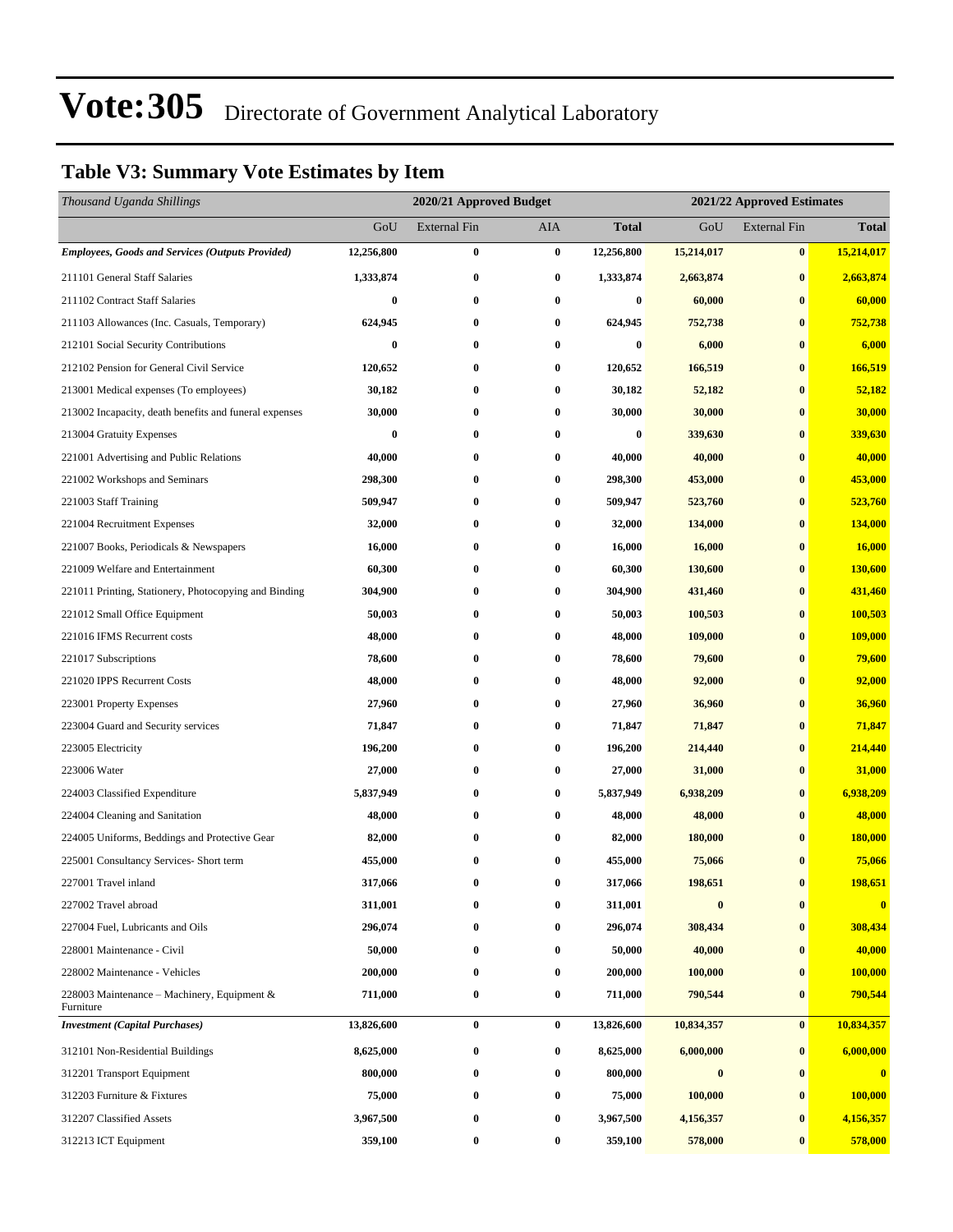# Vote:305 Directorate of Government Analytical Laboratory

## Table V3: Summary Vote Estimates by Item

| *Thousand Uganda Shillings* | 2020/21 Approved Budget | | | | 2021/22 Approved Estimates | | |
|---|---|---|---|---|---|---|---|
| | GoU | External Fin | AIA | **Total** | GoU | External Fin | **Total** |
| ***Employees, Goods and Services (Outputs Provided)*** | **12,256,800** | **0** | **0** | **12,256,800** | **15,214,017** | **0** | **15,214,017** |
| 211101 General Staff Salaries | **1,333,874** | **0** | **0** | **1,333,874** | **2,663,874** | **0** | **2,663,874** |
| 211102 Contract Staff Salaries | **0** | **0** | **0** | **0** | **60,000** | **0** | **60,000** |
| 211103 Allowances (Inc. Casuals, Temporary) | **624,945** | **0** | **0** | **624,945** | **752,738** | **0** | **752,738** |
| 212101 Social Security Contributions | **0** | **0** | **0** | **0** | **6,000** | **0** | **6,000** |
| 212102 Pension for General Civil Service | **120,652** | **0** | **0** | **120,652** | **166,519** | **0** | **166,519** |
| 213001 Medical expenses (To employees) | **30,182** | **0** | **0** | **30,182** | **52,182** | **0** | **52,182** |
| 213002 Incapacity, death benefits and funeral expenses | **30,000** | **0** | **0** | **30,000** | **30,000** | **0** | **30,000** |
| 213004 Gratuity Expenses | **0** | **0** | **0** | **0** | **339,630** | **0** | **339,630** |
| 221001 Advertising and Public Relations | **40,000** | **0** | **0** | **40,000** | **40,000** | **0** | **40,000** |
| 221002 Workshops and Seminars | **298,300** | **0** | **0** | **298,300** | **453,000** | **0** | **453,000** |
| 221003 Staff Training | **509,947** | **0** | **0** | **509,947** | **523,760** | **0** | **523,760** |
| 221004 Recruitment Expenses | **32,000** | **0** | **0** | **32,000** | **134,000** | **0** | **134,000** |
| 221007 Books, Periodicals & Newspapers | **16,000** | **0** | **0** | **16,000** | **16,000** | **0** | **16,000** |
| 221009 Welfare and Entertainment | **60,300** | **0** | **0** | **60,300** | **130,600** | **0** | **130,600** |
| 221011 Printing, Stationery, Photocopying and Binding | **304,900** | **0** | **0** | **304,900** | **431,460** | **0** | **431,460** |
| 221012 Small Office Equipment | **50,003** | **0** | **0** | **50,003** | **100,503** | **0** | **100,503** |
| 221016 IFMS Recurrent costs | **48,000** | **0** | **0** | **48,000** | **109,000** | **0** | **109,000** |
| 221017 Subscriptions | **78,600** | **0** | **0** | **78,600** | **79,600** | **0** | **79,600** |
| 221020 IPPS Recurrent Costs | **48,000** | **0** | **0** | **48,000** | **92,000** | **0** | **92,000** |
| 223001 Property Expenses | **27,960** | **0** | **0** | **27,960** | **36,960** | **0** | **36,960** |
| 223004 Guard and Security services | **71,847** | **0** | **0** | **71,847** | **71,847** | **0** | **71,847** |
| 223005 Electricity | **196,200** | **0** | **0** | **196,200** | **214,440** | **0** | **214,440** |
| 223006 Water | **27,000** | **0** | **0** | **27,000** | **31,000** | **0** | **31,000** |
| 224003 Classified Expenditure | **5,837,949** | **0** | **0** | **5,837,949** | **6,938,209** | **0** | **6,938,209** |
| 224004 Cleaning and Sanitation | **48,000** | **0** | **0** | **48,000** | **48,000** | **0** | **48,000** |
| 224005 Uniforms, Beddings and Protective Gear | **82,000** | **0** | **0** | **82,000** | **180,000** | **0** | **180,000** |
| 225001 Consultancy Services- Short term | **455,000** | **0** | **0** | **455,000** | **75,066** | **0** | **75,066** |
| 227001 Travel inland | **317,066** | **0** | **0** | **317,066** | **198,651** | **0** | **198,651** |
| 227002 Travel abroad | **311,001** | **0** | **0** | **311,001** | **0** | **0** | **0** |
| 227004 Fuel, Lubricants and Oils | **296,074** | **0** | **0** | **296,074** | **308,434** | **0** | **308,434** |
| 228001 Maintenance - Civil | **50,000** | **0** | **0** | **50,000** | **40,000** | **0** | **40,000** |
| 228002 Maintenance - Vehicles | **200,000** | **0** | **0** | **200,000** | **100,000** | **0** | **100,000** |
| 228003 Maintenance – Machinery, Equipment & Furniture | **711,000** | **0** | **0** | **711,000** | **790,544** | **0** | **790,544** |
| ***Investment (Capital Purchases)*** | **13,826,600** | **0** | **0** | **13,826,600** | **10,834,357** | **0** | **10,834,357** |
| 312101 Non-Residential Buildings | **8,625,000** | **0** | **0** | **8,625,000** | **6,000,000** | **0** | **6,000,000** |
| 312201 Transport Equipment | **800,000** | **0** | **0** | **800,000** | **0** | **0** | **0** |
| 312203 Furniture & Fixtures | **75,000** | **0** | **0** | **75,000** | **100,000** | **0** | **100,000** |
| 312207 Classified Assets | **3,967,500** | **0** | **0** | **3,967,500** | **4,156,357** | **0** | **4,156,357** |
| 312213 ICT Equipment | **359,100** | **0** | **0** | **359,100** | **578,000** | **0** | **578,000** |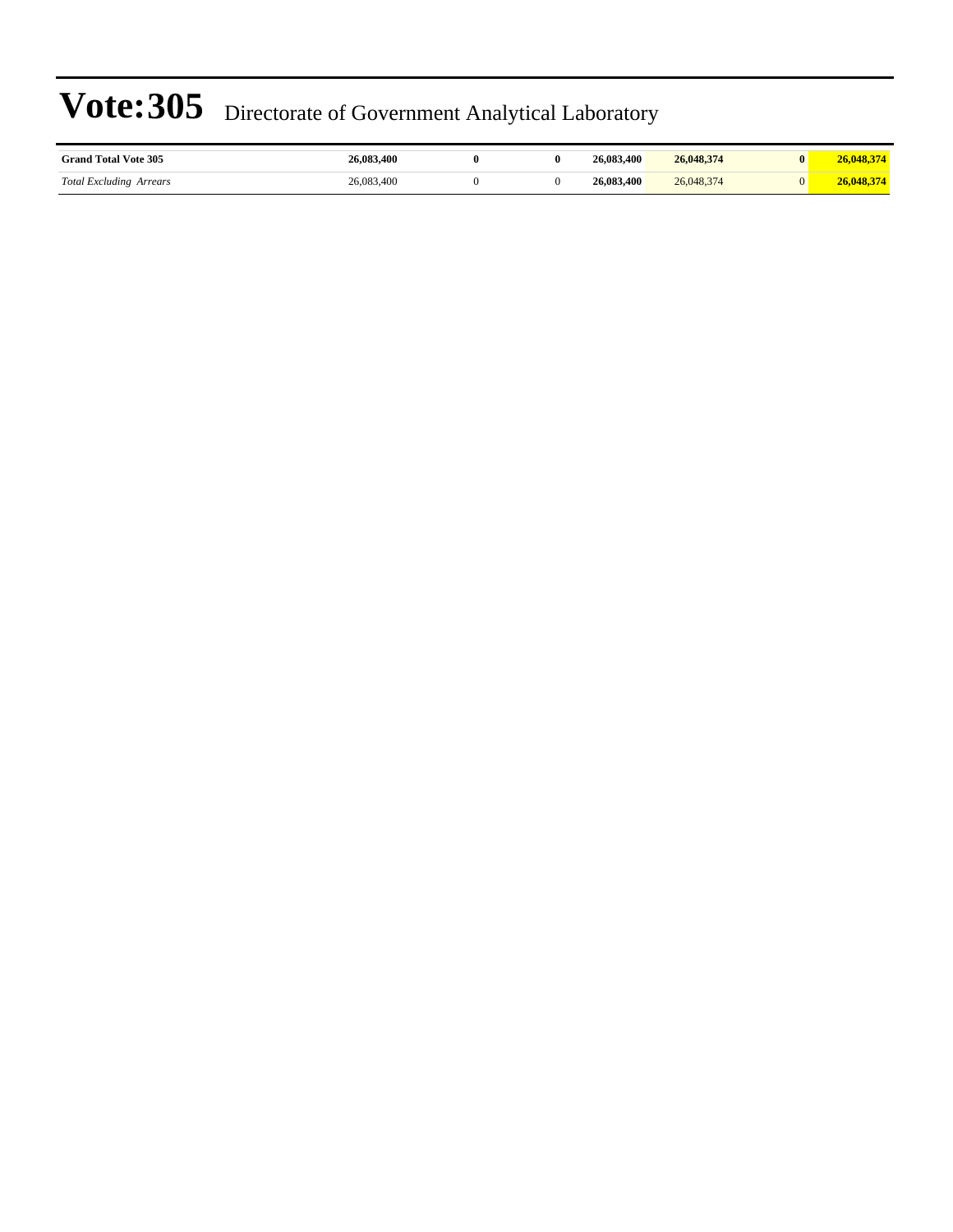# Vote:305 Directorate of Government Analytical Laboratory

| | | | | | | | |
|---|---|---|---|---|---|---|---|
| **Grand Total Vote 305** | **26,083,400** | **0** | **0** | **26,083,400** | **26,048,374** | **0** | **26,048,374** |
| *Total Excluding Arrears* | 26,083,400 | 0 | 0 | **26,083,400** | 26,048,374 | 0 | **26,048,374** |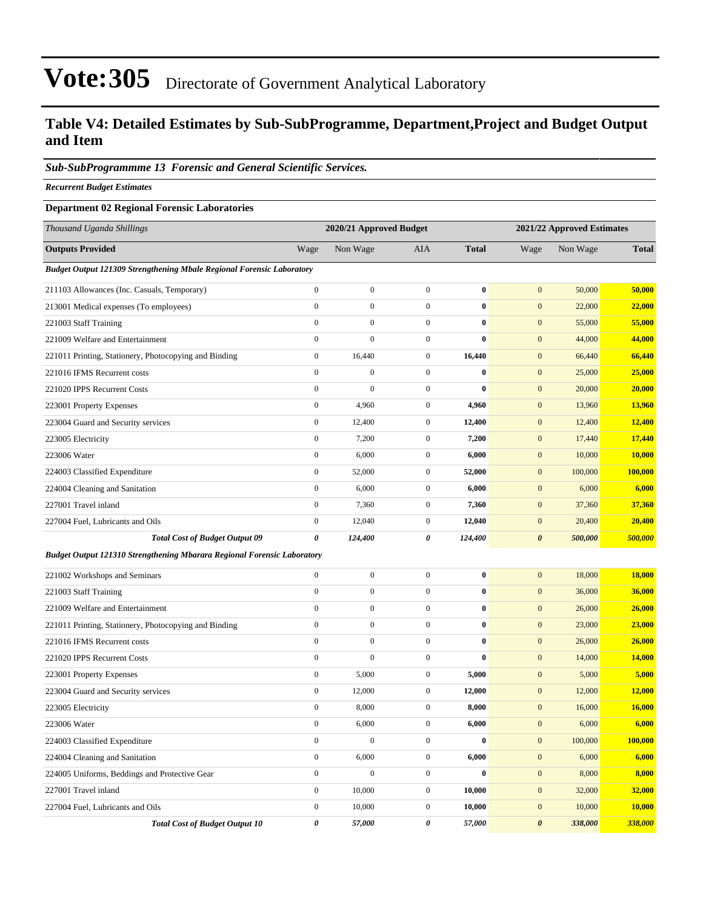# Vote:305 Directorate of Government Analytical Laboratory

## Table V4: Detailed Estimates by Sub-SubProgramme, Department,Project and Budget Output and Item

### *Sub-SubProgrammme 13 Forensic and General Scientific Services.*

***Recurrent Budget Estimates***

**Department 02 Regional Forensic Laboratories**

| *Thousand Uganda Shillings* | 2020/21 Approved Budget | | | | 2021/22 Approved Estimates | | |
|---|---|---|---|---|---|---|---|
| **Outputs Provided** | Wage | Non Wage | AIA | **Total** | Wage | Non Wage | **Total** |
| ***Budget Output 121309 Strengthening Mbale Regional Forensic Laboratory*** | | | | | | | |
| 211103 Allowances (Inc. Casuals, Temporary) | 0 | 0 | 0 | **0** | 0 | 50,000 | **50,000** |
| 213001 Medical expenses (To employees) | 0 | 0 | 0 | **0** | 0 | 22,000 | **22,000** |
| 221003 Staff Training | 0 | 0 | 0 | **0** | 0 | 55,000 | **55,000** |
| 221009 Welfare and Entertainment | 0 | 0 | 0 | **0** | 0 | 44,000 | **44,000** |
| 221011 Printing, Stationery, Photocopying and Binding | 0 | 16,440 | 0 | **16,440** | 0 | 66,440 | **66,440** |
| 221016 IFMS Recurrent costs | 0 | 0 | 0 | **0** | 0 | 25,000 | **25,000** |
| 221020 IPPS Recurrent Costs | 0 | 0 | 0 | **0** | 0 | 20,000 | **20,000** |
| 223001 Property Expenses | 0 | 4,960 | 0 | **4,960** | 0 | 13,960 | **13,960** |
| 223004 Guard and Security services | 0 | 12,400 | 0 | **12,400** | 0 | 12,400 | **12,400** |
| 223005 Electricity | 0 | 7,200 | 0 | **7,200** | 0 | 17,440 | **17,440** |
| 223006 Water | 0 | 6,000 | 0 | **6,000** | 0 | 10,000 | **10,000** |
| 224003 Classified Expenditure | 0 | 52,000 | 0 | **52,000** | 0 | 100,000 | **100,000** |
| 224004 Cleaning and Sanitation | 0 | 6,000 | 0 | **6,000** | 0 | 6,000 | **6,000** |
| 227001 Travel inland | 0 | 7,360 | 0 | **7,360** | 0 | 37,360 | **37,360** |
| 227004 Fuel, Lubricants and Oils | 0 | 12,040 | 0 | **12,040** | 0 | 20,400 | **20,400** |
| ***Total Cost of Budget Output 09*** | ***0*** | ***124,400*** | ***0*** | ***124,400*** | ***0*** | ***500,000*** | ***500,000*** |
| ***Budget Output 121310 Strengthening Mbarara Regional Forensic Laboratory*** | | | | | | | |
| 221002 Workshops and Seminars | 0 | 0 | 0 | **0** | 0 | 18,000 | **18,000** |
| 221003 Staff Training | 0 | 0 | 0 | **0** | 0 | 36,000 | **36,000** |
| 221009 Welfare and Entertainment | 0 | 0 | 0 | **0** | 0 | 26,000 | **26,000** |
| 221011 Printing, Stationery, Photocopying and Binding | 0 | 0 | 0 | **0** | 0 | 23,000 | **23,000** |
| 221016 IFMS Recurrent costs | 0 | 0 | 0 | **0** | 0 | 26,000 | **26,000** |
| 221020 IPPS Recurrent Costs | 0 | 0 | 0 | **0** | 0 | 14,000 | **14,000** |
| 223001 Property Expenses | 0 | 5,000 | 0 | **5,000** | 0 | 5,000 | **5,000** |
| 223004 Guard and Security services | 0 | 12,000 | 0 | **12,000** | 0 | 12,000 | **12,000** |
| 223005 Electricity | 0 | 8,000 | 0 | **8,000** | 0 | 16,000 | **16,000** |
| 223006 Water | 0 | 6,000 | 0 | **6,000** | 0 | 6,000 | **6,000** |
| 224003 Classified Expenditure | 0 | 0 | 0 | **0** | 0 | 100,000 | **100,000** |
| 224004 Cleaning and Sanitation | 0 | 6,000 | 0 | **6,000** | 0 | 6,000 | **6,000** |
| 224005 Uniforms, Beddings and Protective Gear | 0 | 0 | 0 | **0** | 0 | 8,000 | **8,000** |
| 227001 Travel inland | 0 | 10,000 | 0 | **10,000** | 0 | 32,000 | **32,000** |
| 227004 Fuel, Lubricants and Oils | 0 | 10,000 | 0 | **10,000** | 0 | 10,000 | **10,000** |
| ***Total Cost of Budget Output 10*** | ***0*** | ***57,000*** | ***0*** | ***57,000*** | ***0*** | ***338,000*** | ***338,000*** |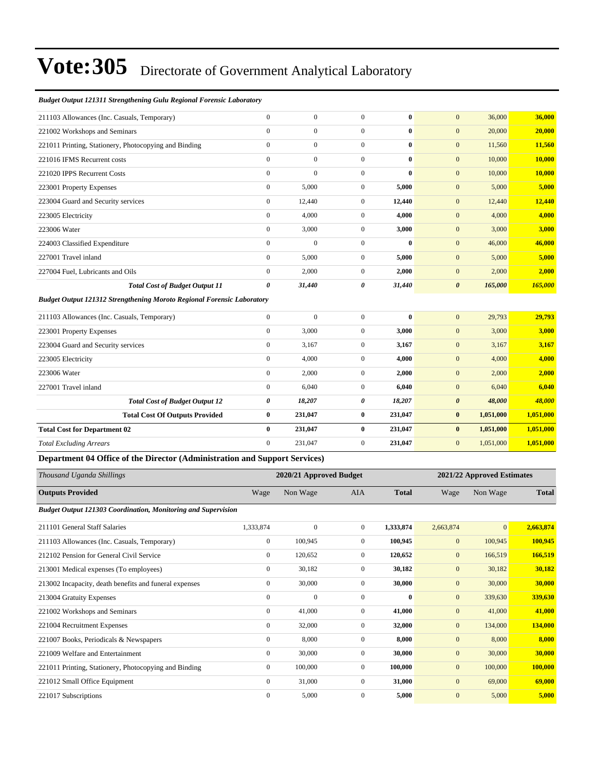# Vote:305 Directorate of Government Analytical Laboratory

| | | | | | | | |
|---|---|---|---|---|---|---|---|
| ***Budget Output 121311 Strengthening Gulu Regional Forensic Laboratory*** | | | | | | | |
| 211103 Allowances (Inc. Casuals, Temporary) | 0 | 0 | 0 | **0** | 0 | 36,000 | **36,000** |
| 221002 Workshops and Seminars | 0 | 0 | 0 | **0** | 0 | 20,000 | **20,000** |
| 221011 Printing, Stationery, Photocopying and Binding | 0 | 0 | 0 | **0** | 0 | 11,560 | **11,560** |
| 221016 IFMS Recurrent costs | 0 | 0 | 0 | **0** | 0 | 10,000 | **10,000** |
| 221020 IPPS Recurrent Costs | 0 | 0 | 0 | **0** | 0 | 10,000 | **10,000** |
| 223001 Property Expenses | 0 | 5,000 | 0 | **5,000** | 0 | 5,000 | **5,000** |
| 223004 Guard and Security services | 0 | 12,440 | 0 | **12,440** | 0 | 12,440 | **12,440** |
| 223005 Electricity | 0 | 4,000 | 0 | **4,000** | 0 | 4,000 | **4,000** |
| 223006 Water | 0 | 3,000 | 0 | **3,000** | 0 | 3,000 | **3,000** |
| 224003 Classified Expenditure | 0 | 0 | 0 | **0** | 0 | 46,000 | **46,000** |
| 227001 Travel inland | 0 | 5,000 | 0 | **5,000** | 0 | 5,000 | **5,000** |
| 227004 Fuel, Lubricants and Oils | 0 | 2,000 | 0 | **2,000** | 0 | 2,000 | **2,000** |
| ***Total Cost of Budget Output 11*** | ***0*** | ***31,440*** | ***0*** | ***31,440*** | ***0*** | ***165,000*** | ***165,000*** |
| ***Budget Output 121312 Strengthening Moroto Regional Forensic Laboratory*** | | | | | | | |
| 211103 Allowances (Inc. Casuals, Temporary) | 0 | 0 | 0 | **0** | 0 | 29,793 | **29,793** |
| 223001 Property Expenses | 0 | 3,000 | 0 | **3,000** | 0 | 3,000 | **3,000** |
| 223004 Guard and Security services | 0 | 3,167 | 0 | **3,167** | 0 | 3,167 | **3,167** |
| 223005 Electricity | 0 | 4,000 | 0 | **4,000** | 0 | 4,000 | **4,000** |
| 223006 Water | 0 | 2,000 | 0 | **2,000** | 0 | 2,000 | **2,000** |
| 227001 Travel inland | 0 | 6,040 | 0 | **6,040** | 0 | 6,040 | **6,040** |
| ***Total Cost of Budget Output 12*** | ***0*** | ***18,207*** | ***0*** | ***18,207*** | ***0*** | ***48,000*** | ***48,000*** |
| **Total Cost Of Outputs Provided** | **0** | **231,047** | **0** | **231,047** | **0** | **1,051,000** | **1,051,000** |
| **Total Cost for Department 02** | **0** | **231,047** | **0** | **231,047** | **0** | **1,051,000** | **1,051,000** |
| *Total Excluding Arrears* | 0 | 231,047 | 0 | 231,047 | 0 | 1,051,000 | 1,051,000 |

**Department 04 Office of the Director (Administration and Support Services)**

| *Thousand Uganda Shillings* | 2020/21 Approved Budget | | | | 2021/22 Approved Estimates | | |
|---|---|---|---|---|---|---|---|
| **Outputs Provided** | Wage | Non Wage | AIA | **Total** | Wage | Non Wage | **Total** |
| ***Budget Output 121303 Coordination, Monitoring and Supervision*** | | | | | | | |
| 211101 General Staff Salaries | 1,333,874 | 0 | 0 | **1,333,874** | 2,663,874 | 0 | **2,663,874** |
| 211103 Allowances (Inc. Casuals, Temporary) | 0 | 100,945 | 0 | **100,945** | 0 | 100,945 | **100,945** |
| 212102 Pension for General Civil Service | 0 | 120,652 | 0 | **120,652** | 0 | 166,519 | **166,519** |
| 213001 Medical expenses (To employees) | 0 | 30,182 | 0 | **30,182** | 0 | 30,182 | **30,182** |
| 213002 Incapacity, death benefits and funeral expenses | 0 | 30,000 | 0 | **30,000** | 0 | 30,000 | **30,000** |
| 213004 Gratuity Expenses | 0 | 0 | 0 | **0** | 0 | 339,630 | **339,630** |
| 221002 Workshops and Seminars | 0 | 41,000 | 0 | **41,000** | 0 | 41,000 | **41,000** |
| 221004 Recruitment Expenses | 0 | 32,000 | 0 | **32,000** | 0 | 134,000 | **134,000** |
| 221007 Books, Periodicals & Newspapers | 0 | 8,000 | 0 | **8,000** | 0 | 8,000 | **8,000** |
| 221009 Welfare and Entertainment | 0 | 30,000 | 0 | **30,000** | 0 | 30,000 | **30,000** |
| 221011 Printing, Stationery, Photocopying and Binding | 0 | 100,000 | 0 | **100,000** | 0 | 100,000 | **100,000** |
| 221012 Small Office Equipment | 0 | 31,000 | 0 | **31,000** | 0 | 69,000 | **69,000** |
| 221017 Subscriptions | 0 | 5,000 | 0 | **5,000** | 0 | 5,000 | **5,000** |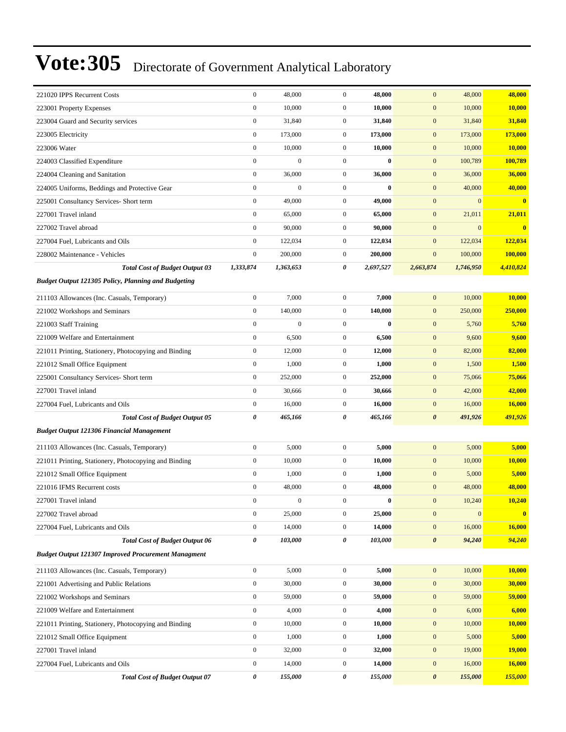# Vote:305 Directorate of Government Analytical Laboratory

| | | | | | | | |
|---|---|---|---|---|---|---|---|
| 221020 IPPS Recurrent Costs | 0 | 48,000 | 0 | **48,000** | 0 | 48,000 | **48,000** |
| 223001 Property Expenses | 0 | 10,000 | 0 | **10,000** | 0 | 10,000 | **10,000** |
| 223004 Guard and Security services | 0 | 31,840 | 0 | **31,840** | 0 | 31,840 | **31,840** |
| 223005 Electricity | 0 | 173,000 | 0 | **173,000** | 0 | 173,000 | **173,000** |
| 223006 Water | 0 | 10,000 | 0 | **10,000** | 0 | 10,000 | **10,000** |
| 224003 Classified Expenditure | 0 | 0 | 0 | **0** | 0 | 100,789 | **100,789** |
| 224004 Cleaning and Sanitation | 0 | 36,000 | 0 | **36,000** | 0 | 36,000 | **36,000** |
| 224005 Uniforms, Beddings and Protective Gear | 0 | 0 | 0 | **0** | 0 | 40,000 | **40,000** |
| 225001 Consultancy Services- Short term | 0 | 49,000 | 0 | **49,000** | 0 | 0 | **0** |
| 227001 Travel inland | 0 | 65,000 | 0 | **65,000** | 0 | 21,011 | **21,011** |
| 227002 Travel abroad | 0 | 90,000 | 0 | **90,000** | 0 | 0 | **0** |
| 227004 Fuel, Lubricants and Oils | 0 | 122,034 | 0 | **122,034** | 0 | 122,034 | **122,034** |
| 228002 Maintenance - Vehicles | 0 | 200,000 | 0 | **200,000** | 0 | 100,000 | **100,000** |
| ***Total Cost of Budget Output 03*** | ***1,333,874*** | ***1,363,653*** | ***0*** | ***2,697,527*** | ***2,663,874*** | ***1,746,950*** | ***4,410,824*** |
| ***Budget Output 121305 Policy, Planning and Budgeting*** | | | | | | | |
| 211103 Allowances (Inc. Casuals, Temporary) | 0 | 7,000 | 0 | **7,000** | 0 | 10,000 | **10,000** |
| 221002 Workshops and Seminars | 0 | 140,000 | 0 | **140,000** | 0 | 250,000 | **250,000** |
| 221003 Staff Training | 0 | 0 | 0 | **0** | 0 | 5,760 | **5,760** |
| 221009 Welfare and Entertainment | 0 | 6,500 | 0 | **6,500** | 0 | 9,600 | **9,600** |
| 221011 Printing, Stationery, Photocopying and Binding | 0 | 12,000 | 0 | **12,000** | 0 | 82,000 | **82,000** |
| 221012 Small Office Equipment | 0 | 1,000 | 0 | **1,000** | 0 | 1,500 | **1,500** |
| 225001 Consultancy Services- Short term | 0 | 252,000 | 0 | **252,000** | 0 | 75,066 | **75,066** |
| 227001 Travel inland | 0 | 30,666 | 0 | **30,666** | 0 | 42,000 | **42,000** |
| 227004 Fuel, Lubricants and Oils | 0 | 16,000 | 0 | **16,000** | 0 | 16,000 | **16,000** |
| ***Total Cost of Budget Output 05*** | ***0*** | ***465,166*** | ***0*** | ***465,166*** | ***0*** | ***491,926*** | ***491,926*** |
| ***Budget Output 121306 Financial Management*** | | | | | | | |
| 211103 Allowances (Inc. Casuals, Temporary) | 0 | 5,000 | 0 | **5,000** | 0 | 5,000 | **5,000** |
| 221011 Printing, Stationery, Photocopying and Binding | 0 | 10,000 | 0 | **10,000** | 0 | 10,000 | **10,000** |
| 221012 Small Office Equipment | 0 | 1,000 | 0 | **1,000** | 0 | 5,000 | **5,000** |
| 221016 IFMS Recurrent costs | 0 | 48,000 | 0 | **48,000** | 0 | 48,000 | **48,000** |
| 227001 Travel inland | 0 | 0 | 0 | **0** | 0 | 10,240 | **10,240** |
| 227002 Travel abroad | 0 | 25,000 | 0 | **25,000** | 0 | 0 | **0** |
| 227004 Fuel, Lubricants and Oils | 0 | 14,000 | 0 | **14,000** | 0 | 16,000 | **16,000** |
| ***Total Cost of Budget Output 06*** | ***0*** | ***103,000*** | ***0*** | ***103,000*** | ***0*** | ***94,240*** | ***94,240*** |
| ***Budget Output 121307 Improved Procurement Managment*** | | | | | | | |
| 211103 Allowances (Inc. Casuals, Temporary) | 0 | 5,000 | 0 | **5,000** | 0 | 10,000 | **10,000** |
| 221001 Advertising and Public Relations | 0 | 30,000 | 0 | **30,000** | 0 | 30,000 | **30,000** |
| 221002 Workshops and Seminars | 0 | 59,000 | 0 | **59,000** | 0 | 59,000 | **59,000** |
| 221009 Welfare and Entertainment | 0 | 4,000 | 0 | **4,000** | 0 | 6,000 | **6,000** |
| 221011 Printing, Stationery, Photocopying and Binding | 0 | 10,000 | 0 | **10,000** | 0 | 10,000 | **10,000** |
| 221012 Small Office Equipment | 0 | 1,000 | 0 | **1,000** | 0 | 5,000 | **5,000** |
| 227001 Travel inland | 0 | 32,000 | 0 | **32,000** | 0 | 19,000 | **19,000** |
| 227004 Fuel, Lubricants and Oils | 0 | 14,000 | 0 | **14,000** | 0 | 16,000 | **16,000** |
| ***Total Cost of Budget Output 07*** | ***0*** | ***155,000*** | ***0*** | ***155,000*** | ***0*** | ***155,000*** | ***155,000*** |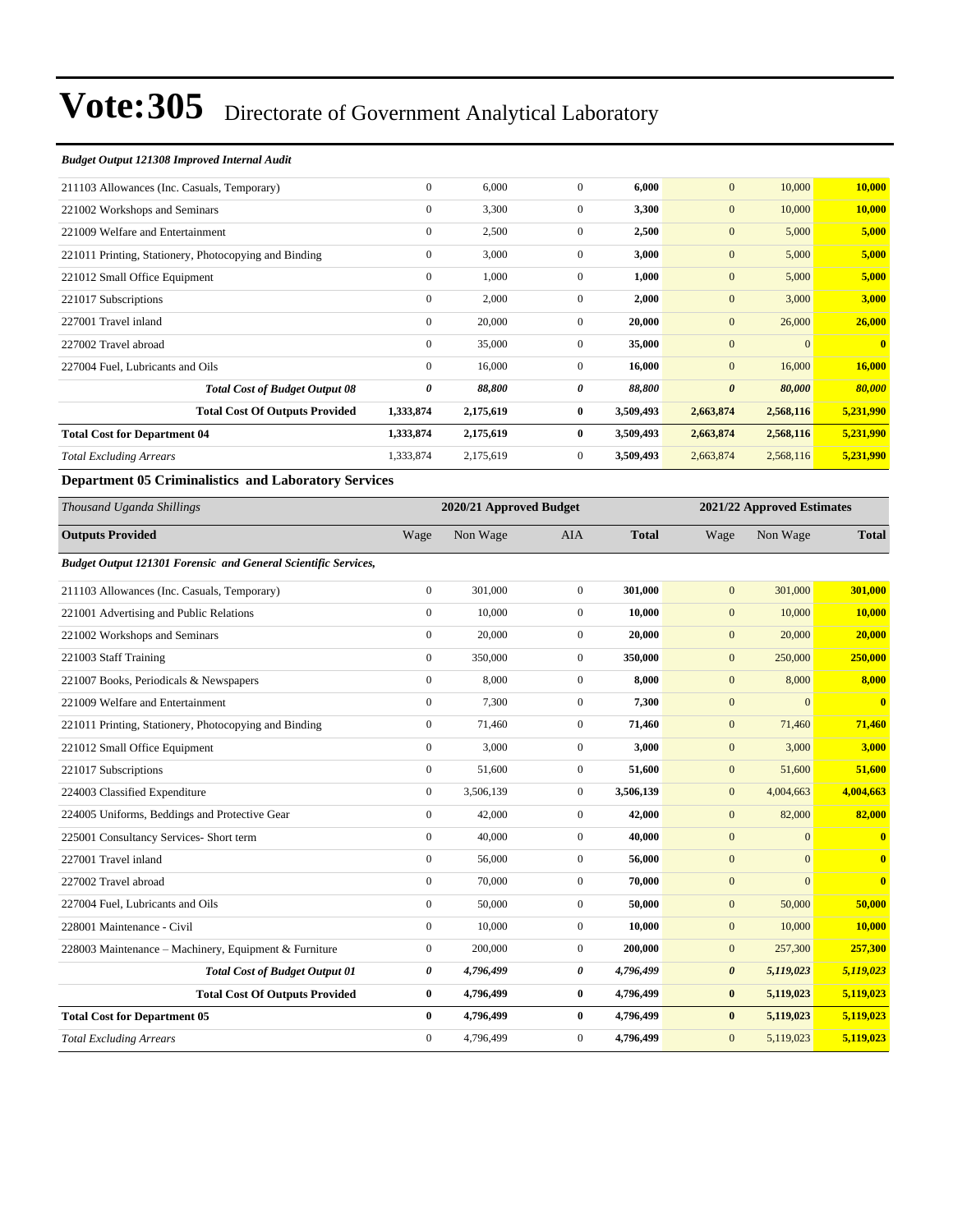# Vote:305 Directorate of Government Analytical Laboratory

| *Budget Output 121308 Improved Internal Audit* | | | | | | | |
|---|---|---|---|---|---|---|---|
| 211103 Allowances (Inc. Casuals, Temporary) | 0 | 6,000 | 0 | **6,000** | 0 | 10,000 | **10,000** |
| 221002 Workshops and Seminars | 0 | 3,300 | 0 | **3,300** | 0 | 10,000 | **10,000** |
| 221009 Welfare and Entertainment | 0 | 2,500 | 0 | **2,500** | 0 | 5,000 | **5,000** |
| 221011 Printing, Stationery, Photocopying and Binding | 0 | 3,000 | 0 | **3,000** | 0 | 5,000 | **5,000** |
| 221012 Small Office Equipment | 0 | 1,000 | 0 | **1,000** | 0 | 5,000 | **5,000** |
| 221017 Subscriptions | 0 | 2,000 | 0 | **2,000** | 0 | 3,000 | **3,000** |
| 227001 Travel inland | 0 | 20,000 | 0 | **20,000** | 0 | 26,000 | **26,000** |
| 227002 Travel abroad | 0 | 35,000 | 0 | **35,000** | 0 | 0 | **0** |
| 227004 Fuel, Lubricants and Oils | 0 | 16,000 | 0 | **16,000** | 0 | 16,000 | **16,000** |
| ***Total Cost of Budget Output 08*** | ***0*** | ***88,800*** | ***0*** | ***88,800*** | ***0*** | ***80,000*** | ***80,000*** |
| **Total Cost Of Outputs Provided** | **1,333,874** | **2,175,619** | **0** | **3,509,493** | **2,663,874** | **2,568,116** | **5,231,990** |
| **Total Cost for Department 04** | **1,333,874** | **2,175,619** | **0** | **3,509,493** | **2,663,874** | **2,568,116** | **5,231,990** |
| *Total Excluding Arrears* | 1,333,874 | 2,175,619 | 0 | **3,509,493** | 2,663,874 | 2,568,116 | **5,231,990** |

## Department 05 Criminalistics and Laboratory Services

| *Thousand Uganda Shillings* | 2020/21 Approved Budget | | | | 2021/22 Approved Estimates | | |
|---|---|---|---|---|---|---|---|
| **Outputs Provided** | Wage | Non Wage | AIA | **Total** | Wage | Non Wage | **Total** |
| ***Budget Output 121301 Forensic and General Scientific Services,*** | | | | | | | |
| 211103 Allowances (Inc. Casuals, Temporary) | 0 | 301,000 | 0 | **301,000** | 0 | 301,000 | **301,000** |
| 221001 Advertising and Public Relations | 0 | 10,000 | 0 | **10,000** | 0 | 10,000 | **10,000** |
| 221002 Workshops and Seminars | 0 | 20,000 | 0 | **20,000** | 0 | 20,000 | **20,000** |
| 221003 Staff Training | 0 | 350,000 | 0 | **350,000** | 0 | 250,000 | **250,000** |
| 221007 Books, Periodicals & Newspapers | 0 | 8,000 | 0 | **8,000** | 0 | 8,000 | **8,000** |
| 221009 Welfare and Entertainment | 0 | 7,300 | 0 | **7,300** | 0 | 0 | **0** |
| 221011 Printing, Stationery, Photocopying and Binding | 0 | 71,460 | 0 | **71,460** | 0 | 71,460 | **71,460** |
| 221012 Small Office Equipment | 0 | 3,000 | 0 | **3,000** | 0 | 3,000 | **3,000** |
| 221017 Subscriptions | 0 | 51,600 | 0 | **51,600** | 0 | 51,600 | **51,600** |
| 224003 Classified Expenditure | 0 | 3,506,139 | 0 | **3,506,139** | 0 | 4,004,663 | **4,004,663** |
| 224005 Uniforms, Beddings and Protective Gear | 0 | 42,000 | 0 | **42,000** | 0 | 82,000 | **82,000** |
| 225001 Consultancy Services- Short term | 0 | 40,000 | 0 | **40,000** | 0 | 0 | **0** |
| 227001 Travel inland | 0 | 56,000 | 0 | **56,000** | 0 | 0 | **0** |
| 227002 Travel abroad | 0 | 70,000 | 0 | **70,000** | 0 | 0 | **0** |
| 227004 Fuel, Lubricants and Oils | 0 | 50,000 | 0 | **50,000** | 0 | 50,000 | **50,000** |
| 228001 Maintenance - Civil | 0 | 10,000 | 0 | **10,000** | 0 | 10,000 | **10,000** |
| 228003 Maintenance – Machinery, Equipment & Furniture | 0 | 200,000 | 0 | **200,000** | 0 | 257,300 | **257,300** |
| ***Total Cost of Budget Output 01*** | ***0*** | ***4,796,499*** | ***0*** | ***4,796,499*** | ***0*** | ***5,119,023*** | ***5,119,023*** |
| **Total Cost Of Outputs Provided** | **0** | **4,796,499** | **0** | **4,796,499** | **0** | **5,119,023** | **5,119,023** |
| **Total Cost for Department 05** | **0** | **4,796,499** | **0** | **4,796,499** | **0** | **5,119,023** | **5,119,023** |
| *Total Excluding Arrears* | 0 | 4,796,499 | 0 | **4,796,499** | 0 | 5,119,023 | **5,119,023** |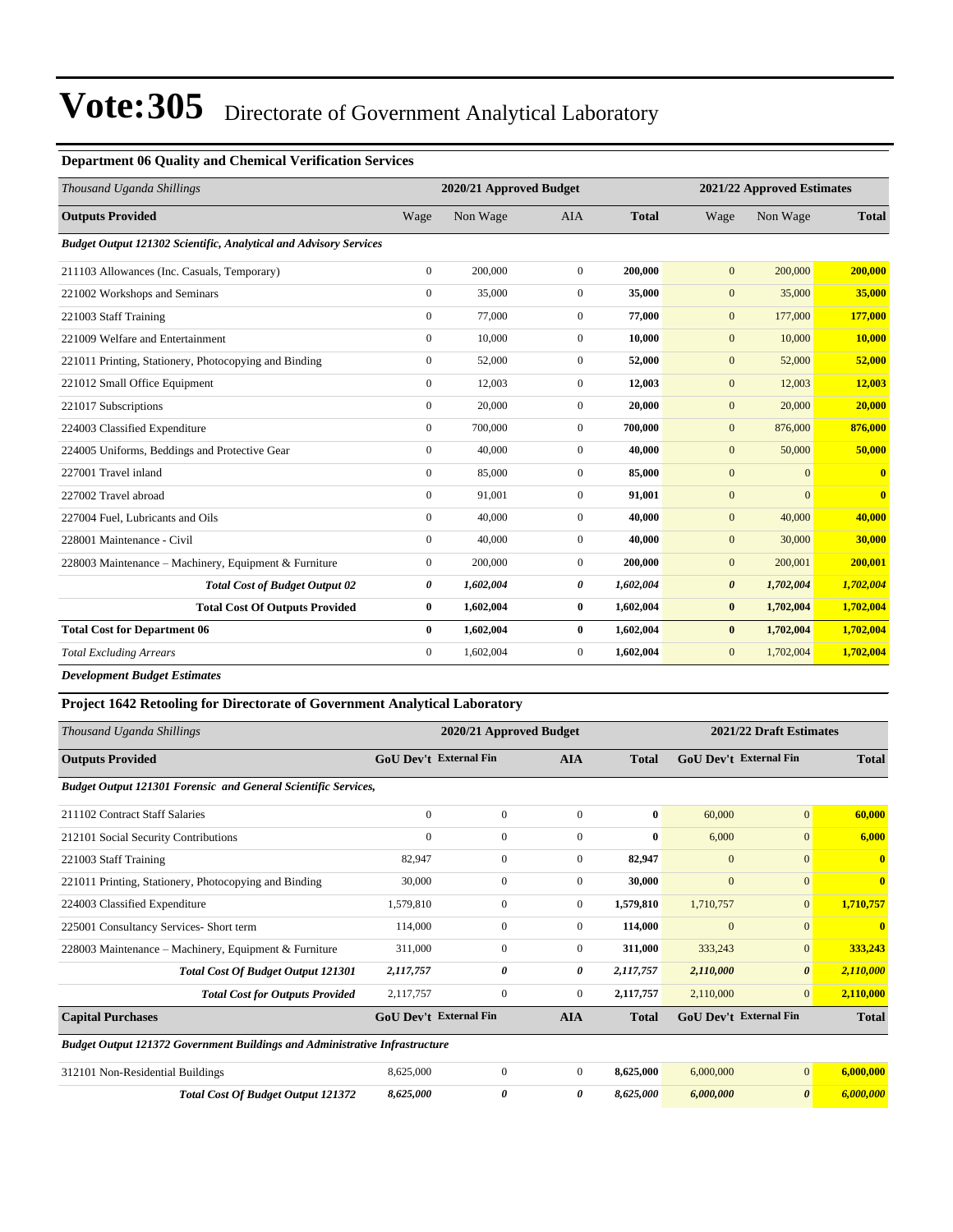# Vote:305 Directorate of Government Analytical Laboratory

### Department 06 Quality and Chemical Verification Services

| Thousand Uganda Shillings | 2020/21 Approved Budget | | | | 2021/22 Approved Estimates | | |
|---|---|---|---|---|---|---|---|
| **Outputs Provided** | Wage | Non Wage | AIA | **Total** | Wage | Non Wage | **Total** |
| ***Budget Output 121302 Scientific, Analytical and Advisory Services*** | | | | | | | |
| 211103 Allowances (Inc. Casuals, Temporary) | 0 | 200,000 | 0 | **200,000** | 0 | 200,000 | **200,000** |
| 221002 Workshops and Seminars | 0 | 35,000 | 0 | **35,000** | 0 | 35,000 | **35,000** |
| 221003 Staff Training | 0 | 77,000 | 0 | **77,000** | 0 | 177,000 | **177,000** |
| 221009 Welfare and Entertainment | 0 | 10,000 | 0 | **10,000** | 0 | 10,000 | **10,000** |
| 221011 Printing, Stationery, Photocopying and Binding | 0 | 52,000 | 0 | **52,000** | 0 | 52,000 | **52,000** |
| 221012 Small Office Equipment | 0 | 12,003 | 0 | **12,003** | 0 | 12,003 | **12,003** |
| 221017 Subscriptions | 0 | 20,000 | 0 | **20,000** | 0 | 20,000 | **20,000** |
| 224003 Classified Expenditure | 0 | 700,000 | 0 | **700,000** | 0 | 876,000 | **876,000** |
| 224005 Uniforms, Beddings and Protective Gear | 0 | 40,000 | 0 | **40,000** | 0 | 50,000 | **50,000** |
| 227001 Travel inland | 0 | 85,000 | 0 | **85,000** | 0 | 0 | **0** |
| 227002 Travel abroad | 0 | 91,001 | 0 | **91,001** | 0 | 0 | **0** |
| 227004 Fuel, Lubricants and Oils | 0 | 40,000 | 0 | **40,000** | 0 | 40,000 | **40,000** |
| 228001 Maintenance - Civil | 0 | 40,000 | 0 | **40,000** | 0 | 30,000 | **30,000** |
| 228003 Maintenance – Machinery, Equipment & Furniture | 0 | 200,000 | 0 | **200,000** | 0 | 200,001 | **200,001** |
| ***Total Cost of Budget Output 02*** | ***0*** | ***1,602,004*** | ***0*** | ***1,602,004*** | ***0*** | ***1,702,004*** | ***1,702,004*** |
| **Total Cost Of Outputs Provided** | **0** | **1,602,004** | **0** | **1,602,004** | **0** | **1,702,004** | **1,702,004** |
| **Total Cost for Department 06** | **0** | **1,602,004** | **0** | **1,602,004** | **0** | **1,702,004** | **1,702,004** |
| *Total Excluding Arrears* | 0 | 1,602,004 | 0 | **1,602,004** | 0 | 1,702,004 | **1,702,004** |

***Development Budget Estimates***

### Project 1642 Retooling for Directorate of Government Analytical Laboratory

| Thousand Uganda Shillings | 2020/21 Approved Budget | | | | 2021/22 Draft Estimates | | |
|---|---|---|---|---|---|---|---|
| **Outputs Provided** | **GoU Dev't** | **External Fin** | **AIA** | **Total** | **GoU Dev't** | **External Fin** | **Total** |
| ***Budget Output 121301 Forensic and General Scientific Services,*** | | | | | | | |
| 211102 Contract Staff Salaries | 0 | 0 | 0 | **0** | 60,000 | 0 | **60,000** |
| 212101 Social Security Contributions | 0 | 0 | 0 | **0** | 6,000 | 0 | **6,000** |
| 221003 Staff Training | 82,947 | 0 | 0 | **82,947** | 0 | 0 | **0** |
| 221011 Printing, Stationery, Photocopying and Binding | 30,000 | 0 | 0 | **30,000** | 0 | 0 | **0** |
| 224003 Classified Expenditure | 1,579,810 | 0 | 0 | **1,579,810** | 1,710,757 | 0 | **1,710,757** |
| 225001 Consultancy Services- Short term | 114,000 | 0 | 0 | **114,000** | 0 | 0 | **0** |
| 228003 Maintenance – Machinery, Equipment & Furniture | 311,000 | 0 | 0 | **311,000** | 333,243 | 0 | **333,243** |
| ***Total Cost Of Budget Output 121301*** | ***2,117,757*** | ***0*** | ***0*** | ***2,117,757*** | ***2,110,000*** | ***0*** | ***2,110,000*** |
| ***Total Cost for Outputs Provided*** | 2,117,757 | 0 | 0 | 2,117,757 | 2,110,000 | 0 | 2,110,000 |
| **Capital Purchases** | **GoU Dev't** | **External Fin** | **AIA** | **Total** | **GoU Dev't** | **External Fin** | **Total** |
| ***Budget Output 121372 Government Buildings and Administrative Infrastructure*** | | | | | | | |
| 312101 Non-Residential Buildings | 8,625,000 | 0 | 0 | **8,625,000** | 6,000,000 | 0 | **6,000,000** |
| ***Total Cost Of Budget Output 121372*** | ***8,625,000*** | ***0*** | ***0*** | ***8,625,000*** | ***6,000,000*** | ***0*** | ***6,000,000*** |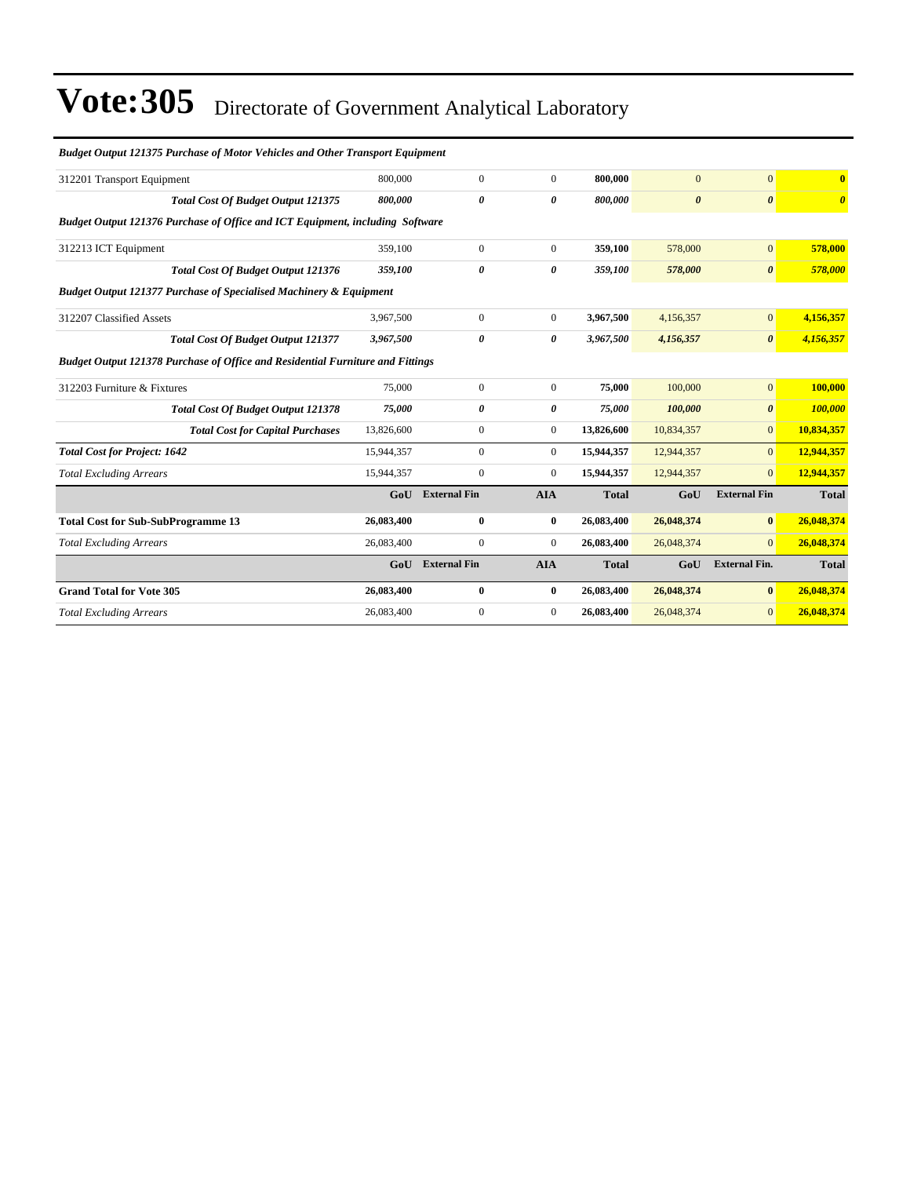# Vote:305 Directorate of Government Analytical Laboratory

| | | | | | | | |
|---|---|---|---|---|---|---|---|
| ***Budget Output 121375 Purchase of Motor Vehicles and Other Transport Equipment*** | | | | | | | |
| 312201 Transport Equipment | 800,000 | 0 | 0 | **800,000** | 0 | 0 | **0** |
| ***Total Cost Of Budget Output 121375*** | ***800,000*** | ***0*** | ***0*** | ***800,000*** | ***0*** | ***0*** | ***0*** |
| ***Budget Output 121376 Purchase of Office and ICT Equipment, including Software*** | | | | | | | |
| 312213 ICT Equipment | 359,100 | 0 | 0 | **359,100** | 578,000 | 0 | **578,000** |
| ***Total Cost Of Budget Output 121376*** | ***359,100*** | ***0*** | ***0*** | ***359,100*** | ***578,000*** | ***0*** | ***578,000*** |
| ***Budget Output 121377 Purchase of Specialised Machinery & Equipment*** | | | | | | | |
| 312207 Classified Assets | 3,967,500 | 0 | 0 | **3,967,500** | 4,156,357 | 0 | **4,156,357** |
| ***Total Cost Of Budget Output 121377*** | ***3,967,500*** | ***0*** | ***0*** | ***3,967,500*** | ***4,156,357*** | ***0*** | ***4,156,357*** |
| ***Budget Output 121378 Purchase of Office and Residential Furniture and Fittings*** | | | | | | | |
| 312203 Furniture & Fixtures | 75,000 | 0 | 0 | **75,000** | 100,000 | 0 | **100,000** |
| ***Total Cost Of Budget Output 121378*** | ***75,000*** | ***0*** | ***0*** | ***75,000*** | ***100,000*** | ***0*** | ***100,000*** |
| ***Total Cost for Capital Purchases*** | 13,826,600 | 0 | 0 | **13,826,600** | 10,834,357 | 0 | **10,834,357** |
| ***Total Cost for Project: 1642*** | 15,944,357 | 0 | 0 | **15,944,357** | 12,944,357 | 0 | **12,944,357** |
| *Total Excluding Arrears* | 15,944,357 | 0 | 0 | **15,944,357** | 12,944,357 | 0 | **12,944,357** |
| | **GoU** | **External Fin** | **AIA** | **Total** | **GoU** | **External Fin** | **Total** |
| **Total Cost for Sub-SubProgramme 13** | **26,083,400** | **0** | **0** | **26,083,400** | **26,048,374** | **0** | **26,048,374** |
| *Total Excluding Arrears* | 26,083,400 | 0 | 0 | **26,083,400** | 26,048,374 | 0 | **26,048,374** |
| | **GoU** | **External Fin** | **AIA** | **Total** | **GoU** | **External Fin.** | **Total** |
| **Grand Total for Vote 305** | **26,083,400** | **0** | **0** | **26,083,400** | **26,048,374** | **0** | **26,048,374** |
| *Total Excluding Arrears* | 26,083,400 | 0 | 0 | **26,083,400** | 26,048,374 | 0 | **26,048,374** |